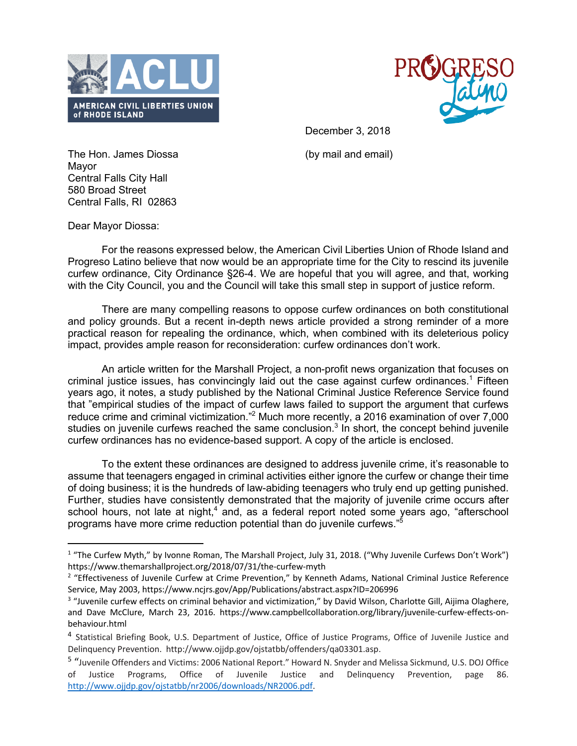AMERICAN CIVIL LIBERTIES UNION of RHODE ISLAND

PROGRESO Latino

December 3, 2018

(by mail and email)

The Hon. James Diossa
Mayor
Central Falls City Hall
580 Broad Street
Central Falls, RI 02863

Dear Mayor Diossa:

For the reasons expressed below, the American Civil Liberties Union of Rhode Island and Progreso Latino believe that now would be an appropriate time for the City to rescind its juvenile curfew ordinance, City Ordinance §26-4. We are hopeful that you will agree, and that, working with the City Council, you and the Council will take this small step in support of justice reform.

There are many compelling reasons to oppose curfew ordinances on both constitutional and policy grounds. But a recent in-depth news article provided a strong reminder of a more practical reason for repealing the ordinance, which, when combined with its deleterious policy impact, provides ample reason for reconsideration: curfew ordinances don't work.

An article written for the Marshall Project, a non-profit news organization that focuses on criminal justice issues, has convincingly laid out the case against curfew ordinances.[1] Fifteen years ago, it notes, a study published by the National Criminal Justice Reference Service found that "empirical studies of the impact of curfew laws failed to support the argument that curfews reduce crime and criminal victimization."[2] Much more recently, a 2016 examination of over 7,000 studies on juvenile curfews reached the same conclusion.[3] In short, the concept behind juvenile curfew ordinances has no evidence-based support. A copy of the article is enclosed.

To the extent these ordinances are designed to address juvenile crime, it's reasonable to assume that teenagers engaged in criminal activities either ignore the curfew or change their time of doing business; it is the hundreds of law-abiding teenagers who truly end up getting punished. Further, studies have consistently demonstrated that the majority of juvenile crime occurs after school hours, not late at night,[4] and, as a federal report noted some years ago, "afterschool programs have more crime reduction potential than do juvenile curfews."[5]

---

[1] "The Curfew Myth," by Ivonne Roman, The Marshall Project, July 31, 2018. ("Why Juvenile Curfews Don't Work") https://www.themarshallproject.org/2018/07/31/the-curfew-myth

[2] "Effectiveness of Juvenile Curfew at Crime Prevention," by Kenneth Adams, National Criminal Justice Reference Service, May 2003, https://www.ncjrs.gov/App/Publications/abstract.aspx?ID=206996

[3] "Juvenile curfew effects on criminal behavior and victimization," by David Wilson, Charlotte Gill, Aijima Olaghere, and Dave McClure, March 23, 2016. https://www.campbellcollaboration.org/library/juvenile-curfew-effects-on-behaviour.html

[4] Statistical Briefing Book, U.S. Department of Justice, Office of Justice Programs, Office of Juvenile Justice and Delinquency Prevention. http://www.ojjdp.gov/ojstatbb/offenders/qa03301.asp.

[5] "Juvenile Offenders and Victims: 2006 National Report." Howard N. Snyder and Melissa Sickmund, U.S. DOJ Office of Justice Programs, Office of Juvenile Justice and Delinquency Prevention, page 86. http://www.ojjdp.gov/ojstatbb/nr2006/downloads/NR2006.pdf.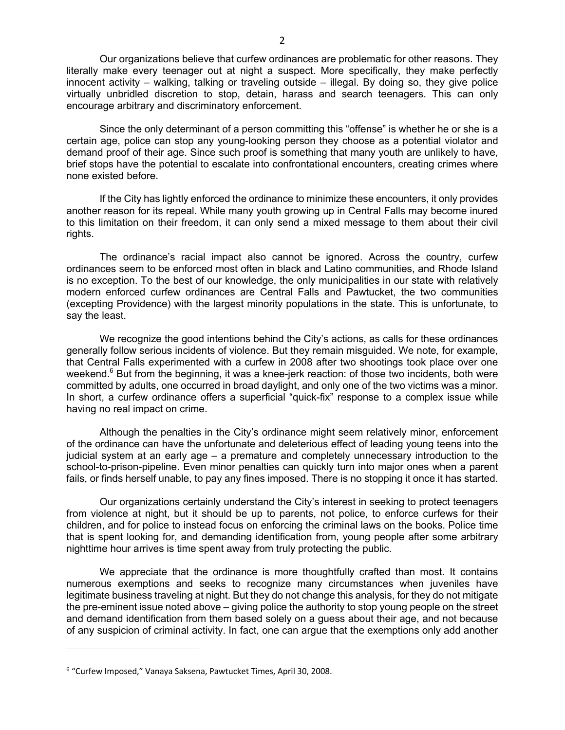Our organizations believe that curfew ordinances are problematic for other reasons. They literally make every teenager out at night a suspect. More specifically, they make perfectly innocent activity – walking, talking or traveling outside – illegal. By doing so, they give police virtually unbridled discretion to stop, detain, harass and search teenagers. This can only encourage arbitrary and discriminatory enforcement.

Since the only determinant of a person committing this "offense" is whether he or she is a certain age, police can stop any young-looking person they choose as a potential violator and demand proof of their age. Since such proof is something that many youth are unlikely to have, brief stops have the potential to escalate into confrontational encounters, creating crimes where none existed before.

If the City has lightly enforced the ordinance to minimize these encounters, it only provides another reason for its repeal. While many youth growing up in Central Falls may become inured to this limitation on their freedom, it can only send a mixed message to them about their civil rights.

The ordinance's racial impact also cannot be ignored. Across the country, curfew ordinances seem to be enforced most often in black and Latino communities, and Rhode Island is no exception. To the best of our knowledge, the only municipalities in our state with relatively modern enforced curfew ordinances are Central Falls and Pawtucket, the two communities (excepting Providence) with the largest minority populations in the state. This is unfortunate, to say the least.

We recognize the good intentions behind the City's actions, as calls for these ordinances generally follow serious incidents of violence. But they remain misguided. We note, for example, that Central Falls experimented with a curfew in 2008 after two shootings took place over one weekend.[6] But from the beginning, it was a knee-jerk reaction: of those two incidents, both were committed by adults, one occurred in broad daylight, and only one of the two victims was a minor. In short, a curfew ordinance offers a superficial "quick-fix" response to a complex issue while having no real impact on crime.

Although the penalties in the City's ordinance might seem relatively minor, enforcement of the ordinance can have the unfortunate and deleterious effect of leading young teens into the judicial system at an early age – a premature and completely unnecessary introduction to the school-to-prison-pipeline. Even minor penalties can quickly turn into major ones when a parent fails, or finds herself unable, to pay any fines imposed. There is no stopping it once it has started.

Our organizations certainly understand the City's interest in seeking to protect teenagers from violence at night, but it should be up to parents, not police, to enforce curfews for their children, and for police to instead focus on enforcing the criminal laws on the books. Police time that is spent looking for, and demanding identification from, young people after some arbitrary nighttime hour arrives is time spent away from truly protecting the public.

We appreciate that the ordinance is more thoughtfully crafted than most. It contains numerous exemptions and seeks to recognize many circumstances when juveniles have legitimate business traveling at night. But they do not change this analysis, for they do not mitigate the pre-eminent issue noted above – giving police the authority to stop young people on the street and demand identification from them based solely on a guess about their age, and not because of any suspicion of criminal activity. In fact, one can argue that the exemptions only add another

---

[6] "Curfew Imposed," Vanaya Saksena, Pawtucket Times, April 30, 2008.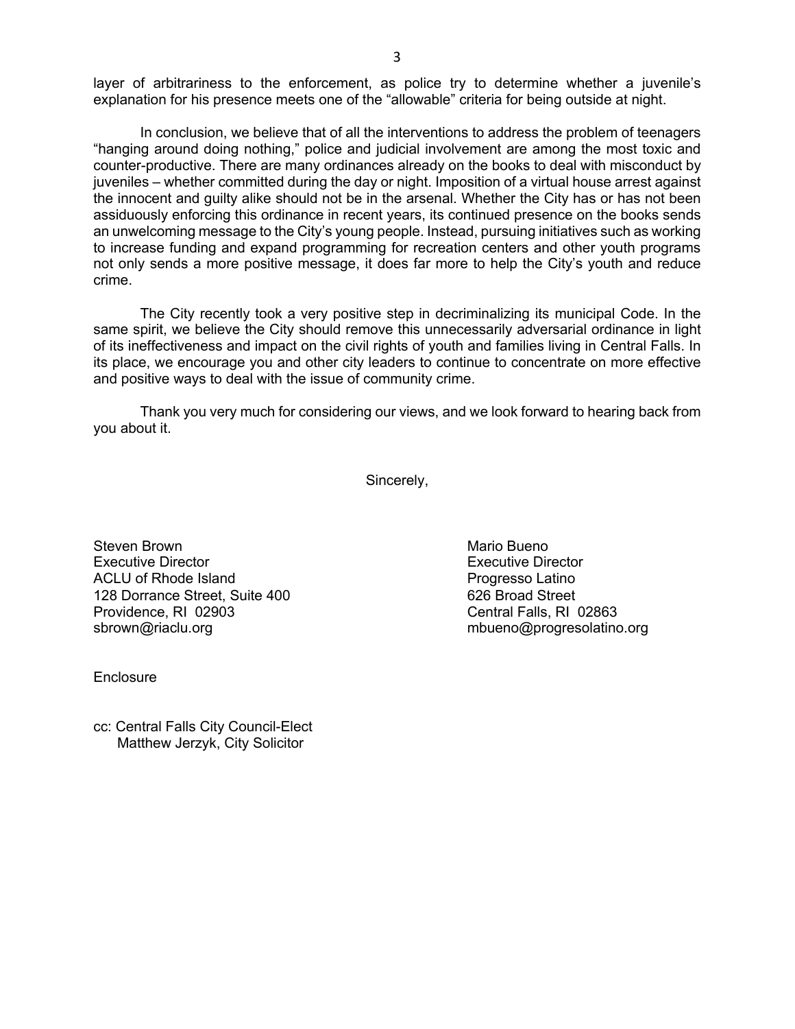layer of arbitrariness to the enforcement, as police try to determine whether a juvenile's explanation for his presence meets one of the "allowable" criteria for being outside at night.

In conclusion, we believe that of all the interventions to address the problem of teenagers "hanging around doing nothing," police and judicial involvement are among the most toxic and counter-productive. There are many ordinances already on the books to deal with misconduct by juveniles – whether committed during the day or night. Imposition of a virtual house arrest against the innocent and guilty alike should not be in the arsenal. Whether the City has or has not been assiduously enforcing this ordinance in recent years, its continued presence on the books sends an unwelcoming message to the City's young people. Instead, pursuing initiatives such as working to increase funding and expand programming for recreation centers and other youth programs not only sends a more positive message, it does far more to help the City's youth and reduce crime.

The City recently took a very positive step in decriminalizing its municipal Code. In the same spirit, we believe the City should remove this unnecessarily adversarial ordinance in light of its ineffectiveness and impact on the civil rights of youth and families living in Central Falls. In its place, we encourage you and other city leaders to continue to concentrate on more effective and positive ways to deal with the issue of community crime.

Thank you very much for considering our views, and we look forward to hearing back from you about it.

Sincerely,

Steven Brown
Executive Director
ACLU of Rhode Island
128 Dorrance Street, Suite 400
Providence, RI 02903
sbrown@riaclu.org

Mario Bueno
Executive Director
Progresso Latino
626 Broad Street
Central Falls, RI 02863
mbueno@progresolatino.org

Enclosure

cc: Central Falls City Council-Elect
Matthew Jerzyk, City Solicitor